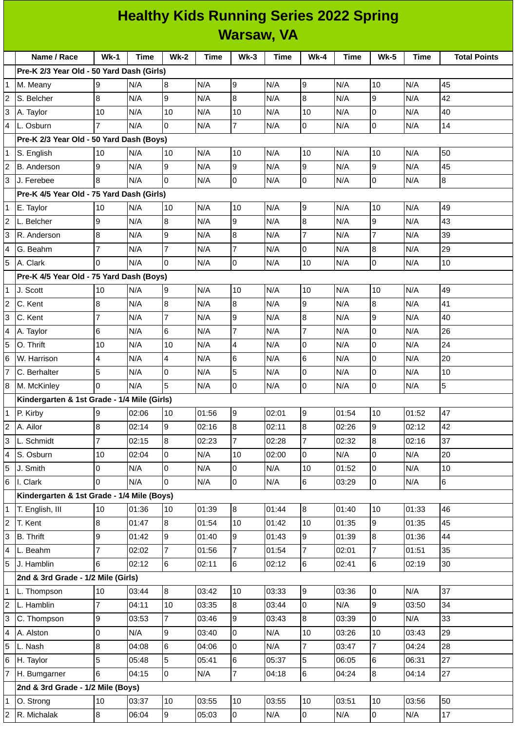# Healthy Kids Running Series 2022 Spring
## Warsaw, VA

| | Name / Race | Wk-1 | Time | Wk-2 | Time | Wk-3 | Time | Wk-4 | Time | Wk-5 | Time | Total Points |
|---|---|---|---|---|---|---|---|---|---|---|---|---|
| | **Pre-K 2/3 Year Old - 50 Yard Dash (Girls)** | | | | | | | | | | | |
| 1 | M. Meany | 9 | N/A | 8 | N/A | 9 | N/A | 9 | N/A | 10 | N/A | 45 |
| 2 | S. Belcher | 8 | N/A | 9 | N/A | 8 | N/A | 8 | N/A | 9 | N/A | 42 |
| 3 | A. Taylor | 10 | N/A | 10 | N/A | 10 | N/A | 10 | N/A | 0 | N/A | 40 |
| 4 | L. Osburn | 7 | N/A | 0 | N/A | 7 | N/A | 0 | N/A | 0 | N/A | 14 |
| | **Pre-K 2/3 Year Old - 50 Yard Dash (Boys)** | | | | | | | | | | | |
| 1 | S. English | 10 | N/A | 10 | N/A | 10 | N/A | 10 | N/A | 10 | N/A | 50 |
| 2 | B. Anderson | 9 | N/A | 9 | N/A | 9 | N/A | 9 | N/A | 9 | N/A | 45 |
| 3 | J. Ferebee | 8 | N/A | 0 | N/A | 0 | N/A | 0 | N/A | 0 | N/A | 8 |
| | **Pre-K 4/5 Year Old - 75 Yard Dash (Girls)** | | | | | | | | | | | |
| 1 | E. Taylor | 10 | N/A | 10 | N/A | 10 | N/A | 9 | N/A | 10 | N/A | 49 |
| 2 | L. Belcher | 9 | N/A | 8 | N/A | 9 | N/A | 8 | N/A | 9 | N/A | 43 |
| 3 | R. Anderson | 8 | N/A | 9 | N/A | 8 | N/A | 7 | N/A | 7 | N/A | 39 |
| 4 | G. Beahm | 7 | N/A | 7 | N/A | 7 | N/A | 0 | N/A | 8 | N/A | 29 |
| 5 | A. Clark | 0 | N/A | 0 | N/A | 0 | N/A | 10 | N/A | 0 | N/A | 10 |
| | **Pre-K 4/5 Year Old - 75 Yard Dash (Boys)** | | | | | | | | | | | |
| 1 | J. Scott | 10 | N/A | 9 | N/A | 10 | N/A | 10 | N/A | 10 | N/A | 49 |
| 2 | C. Kent | 8 | N/A | 8 | N/A | 8 | N/A | 9 | N/A | 8 | N/A | 41 |
| 3 | C. Kent | 7 | N/A | 7 | N/A | 9 | N/A | 8 | N/A | 9 | N/A | 40 |
| 4 | A. Taylor | 6 | N/A | 6 | N/A | 7 | N/A | 7 | N/A | 0 | N/A | 26 |
| 5 | O. Thrift | 10 | N/A | 10 | N/A | 4 | N/A | 0 | N/A | 0 | N/A | 24 |
| 6 | W. Harrison | 4 | N/A | 4 | N/A | 6 | N/A | 6 | N/A | 0 | N/A | 20 |
| 7 | C. Berhalter | 5 | N/A | 0 | N/A | 5 | N/A | 0 | N/A | 0 | N/A | 10 |
| 8 | M. McKinley | 0 | N/A | 5 | N/A | 0 | N/A | 0 | N/A | 0 | N/A | 5 |
| | **Kindergarten & 1st Grade - 1/4 Mile (Girls)** | | | | | | | | | | | |
| 1 | P. Kirby | 9 | 02:06 | 10 | 01:56 | 9 | 02:01 | 9 | 01:54 | 10 | 01:52 | 47 |
| 2 | A. Ailor | 8 | 02:14 | 9 | 02:16 | 8 | 02:11 | 8 | 02:26 | 9 | 02:12 | 42 |
| 3 | L. Schmidt | 7 | 02:15 | 8 | 02:23 | 7 | 02:28 | 7 | 02:32 | 8 | 02:16 | 37 |
| 4 | S. Osburn | 10 | 02:04 | 0 | N/A | 10 | 02:00 | 0 | N/A | 0 | N/A | 20 |
| 5 | J. Smith | 0 | N/A | 0 | N/A | 0 | N/A | 10 | 01:52 | 0 | N/A | 10 |
| 6 | I. Clark | 0 | N/A | 0 | N/A | 0 | N/A | 6 | 03:29 | 0 | N/A | 6 |
| | **Kindergarten & 1st Grade - 1/4 Mile (Boys)** | | | | | | | | | | | |
| 1 | T. English, III | 10 | 01:36 | 10 | 01:39 | 8 | 01:44 | 8 | 01:40 | 10 | 01:33 | 46 |
| 2 | T. Kent | 8 | 01:47 | 8 | 01:54 | 10 | 01:42 | 10 | 01:35 | 9 | 01:35 | 45 |
| 3 | B. Thrift | 9 | 01:42 | 9 | 01:40 | 9 | 01:43 | 9 | 01:39 | 8 | 01:36 | 44 |
| 4 | L. Beahm | 7 | 02:02 | 7 | 01:56 | 7 | 01:54 | 7 | 02:01 | 7 | 01:51 | 35 |
| 5 | J. Hamblin | 6 | 02:12 | 6 | 02:11 | 6 | 02:12 | 6 | 02:41 | 6 | 02:19 | 30 |
| | **2nd & 3rd Grade - 1/2 Mile (Girls)** | | | | | | | | | | | |
| 1 | L. Thompson | 10 | 03:44 | 8 | 03:42 | 10 | 03:33 | 9 | 03:36 | 0 | N/A | 37 |
| 2 | L. Hamblin | 7 | 04:11 | 10 | 03:35 | 8 | 03:44 | 0 | N/A | 9 | 03:50 | 34 |
| 3 | C. Thompson | 9 | 03:53 | 7 | 03:46 | 9 | 03:43 | 8 | 03:39 | 0 | N/A | 33 |
| 4 | A. Alston | 0 | N/A | 9 | 03:40 | 0 | N/A | 10 | 03:26 | 10 | 03:43 | 29 |
| 5 | L. Nash | 8 | 04:08 | 6 | 04:06 | 0 | N/A | 7 | 03:47 | 7 | 04:24 | 28 |
| 6 | H. Taylor | 5 | 05:48 | 5 | 05:41 | 6 | 05:37 | 5 | 06:05 | 6 | 06:31 | 27 |
| 7 | H. Bumgarner | 6 | 04:15 | 0 | N/A | 7 | 04:18 | 6 | 04:24 | 8 | 04:14 | 27 |
| | **2nd & 3rd Grade - 1/2 Mile (Boys)** | | | | | | | | | | | |
| 1 | O. Strong | 10 | 03:37 | 10 | 03:55 | 10 | 03:55 | 10 | 03:51 | 10 | 03:56 | 50 |
| 2 | R. Michalak | 8 | 06:04 | 9 | 05:03 | 0 | N/A | 0 | N/A | 0 | N/A | 17 |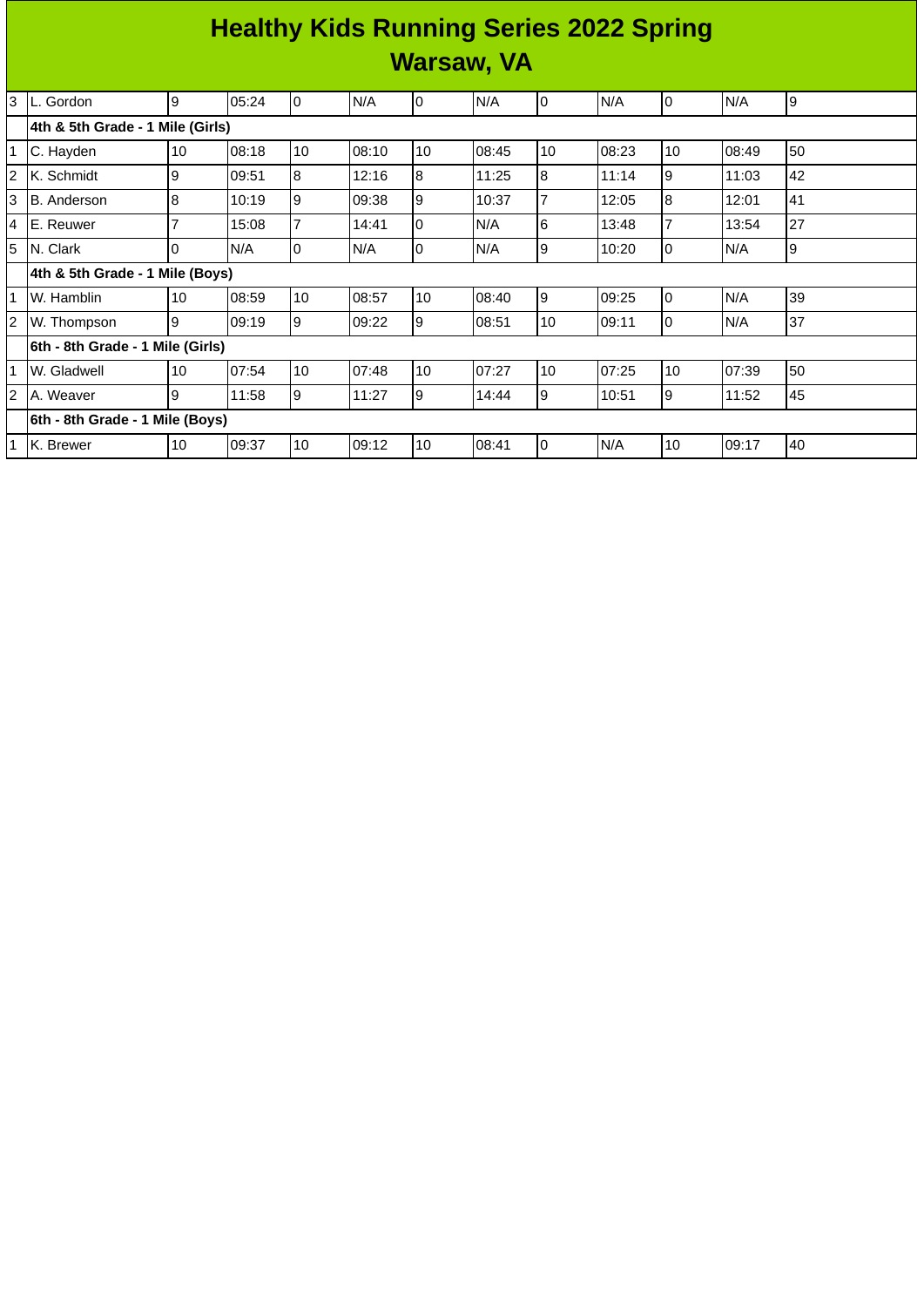# Healthy Kids Running Series 2022 Spring

## Warsaw, VA

| | | | | | | | | | | | | |
|---|---|---|---|---|---|---|---|---|---|---|---|---|
| 3 | L. Gordon | 9 | 05:24 | 0 | N/A | 0 | N/A | 0 | N/A | 0 | N/A | 9 |
| | **4th & 5th Grade - 1 Mile (Girls)** | | | | | | | | | | | |
| 1 | C. Hayden | 10 | 08:18 | 10 | 08:10 | 10 | 08:45 | 10 | 08:23 | 10 | 08:49 | 50 |
| 2 | K. Schmidt | 9 | 09:51 | 8 | 12:16 | 8 | 11:25 | 8 | 11:14 | 9 | 11:03 | 42 |
| 3 | B. Anderson | 8 | 10:19 | 9 | 09:38 | 9 | 10:37 | 7 | 12:05 | 8 | 12:01 | 41 |
| 4 | E. Reuwer | 7 | 15:08 | 7 | 14:41 | 0 | N/A | 6 | 13:48 | 7 | 13:54 | 27 |
| 5 | N. Clark | 0 | N/A | 0 | N/A | 0 | N/A | 9 | 10:20 | 0 | N/A | 9 |
| | **4th & 5th Grade - 1 Mile (Boys)** | | | | | | | | | | | |
| 1 | W. Hamblin | 10 | 08:59 | 10 | 08:57 | 10 | 08:40 | 9 | 09:25 | 0 | N/A | 39 |
| 2 | W. Thompson | 9 | 09:19 | 9 | 09:22 | 9 | 08:51 | 10 | 09:11 | 0 | N/A | 37 |
| | **6th - 8th Grade - 1 Mile (Girls)** | | | | | | | | | | | |
| 1 | W. Gladwell | 10 | 07:54 | 10 | 07:48 | 10 | 07:27 | 10 | 07:25 | 10 | 07:39 | 50 |
| 2 | A. Weaver | 9 | 11:58 | 9 | 11:27 | 9 | 14:44 | 9 | 10:51 | 9 | 11:52 | 45 |
| | **6th - 8th Grade - 1 Mile (Boys)** | | | | | | | | | | | |
| 1 | K. Brewer | 10 | 09:37 | 10 | 09:12 | 10 | 08:41 | 0 | N/A | 10 | 09:17 | 40 |